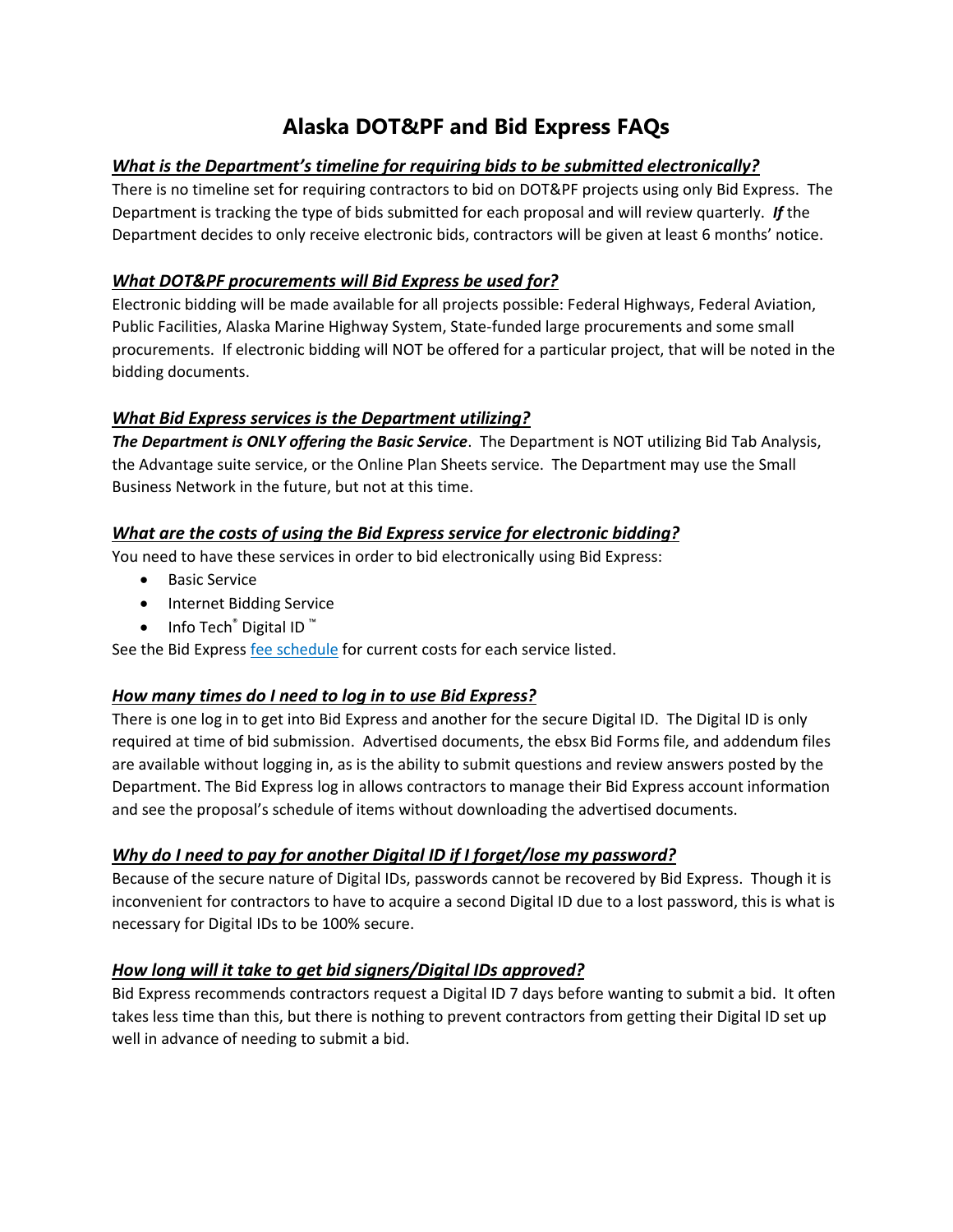# Alaska DOT&PF and Bid Express FAQs

***<u>What is the Department's timeline for requiring bids to be submitted electronically?</u>***

There is no timeline set for requiring contractors to bid on DOT&PF projects using only Bid Express. The Department is tracking the type of bids submitted for each proposal and will review quarterly. ***If*** the Department decides to only receive electronic bids, contractors will be given at least 6 months' notice.

***<u>What DOT&PF procurements will Bid Express be used for?</u>***

Electronic bidding will be made available for all projects possible: Federal Highways, Federal Aviation, Public Facilities, Alaska Marine Highway System, State-funded large procurements and some small procurements. If electronic bidding will NOT be offered for a particular project, that will be noted in the bidding documents.

***<u>What Bid Express services is the Department utilizing?</u>***

***The Department is ONLY offering the Basic Service***. The Department is NOT utilizing Bid Tab Analysis, the Advantage suite service, or the Online Plan Sheets service. The Department may use the Small Business Network in the future, but not at this time.

***<u>What are the costs of using the Bid Express service for electronic bidding?</u>***

You need to have these services in order to bid electronically using Bid Express:

- Basic Service
- Internet Bidding Service
- Info Tech® Digital ID ™

See the Bid Express fee schedule for current costs for each service listed.

***<u>How many times do I need to log in to use Bid Express?</u>***

There is one log in to get into Bid Express and another for the secure Digital ID. The Digital ID is only required at time of bid submission. Advertised documents, the ebsx Bid Forms file, and addendum files are available without logging in, as is the ability to submit questions and review answers posted by the Department. The Bid Express log in allows contractors to manage their Bid Express account information and see the proposal's schedule of items without downloading the advertised documents.

***<u>Why do I need to pay for another Digital ID if I forget/lose my password?</u>***

Because of the secure nature of Digital IDs, passwords cannot be recovered by Bid Express. Though it is inconvenient for contractors to have to acquire a second Digital ID due to a lost password, this is what is necessary for Digital IDs to be 100% secure.

***<u>How long will it take to get bid signers/Digital IDs approved?</u>***

Bid Express recommends contractors request a Digital ID 7 days before wanting to submit a bid. It often takes less time than this, but there is nothing to prevent contractors from getting their Digital ID set up well in advance of needing to submit a bid.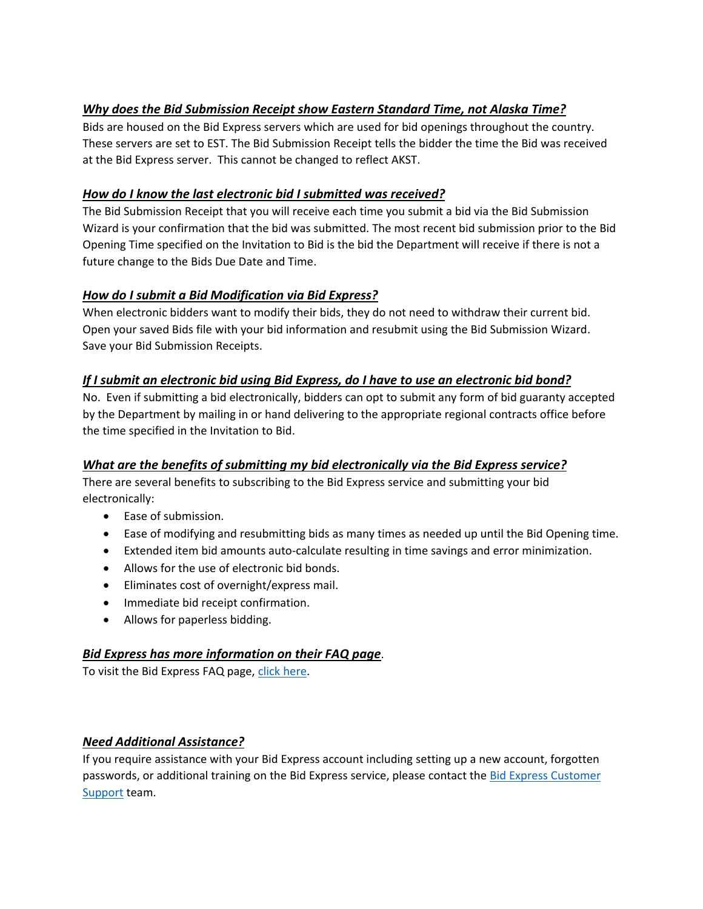### ***Why does the Bid Submission Receipt show Eastern Standard Time, not Alaska Time?***

Bids are housed on the Bid Express servers which are used for bid openings throughout the country. These servers are set to EST. The Bid Submission Receipt tells the bidder the time the Bid was received at the Bid Express server. This cannot be changed to reflect AKST.

### ***How do I know the last electronic bid I submitted was received?***

The Bid Submission Receipt that you will receive each time you submit a bid via the Bid Submission Wizard is your confirmation that the bid was submitted. The most recent bid submission prior to the Bid Opening Time specified on the Invitation to Bid is the bid the Department will receive if there is not a future change to the Bids Due Date and Time.

### ***How do I submit a Bid Modification via Bid Express?***

When electronic bidders want to modify their bids, they do not need to withdraw their current bid. Open your saved Bids file with your bid information and resubmit using the Bid Submission Wizard. Save your Bid Submission Receipts.

### ***If I submit an electronic bid using Bid Express, do I have to use an electronic bid bond?***

No. Even if submitting a bid electronically, bidders can opt to submit any form of bid guaranty accepted by the Department by mailing in or hand delivering to the appropriate regional contracts office before the time specified in the Invitation to Bid.

### ***What are the benefits of submitting my bid electronically via the Bid Express service?***

There are several benefits to subscribing to the Bid Express service and submitting your bid electronically:

- Ease of submission.
- Ease of modifying and resubmitting bids as many times as needed up until the Bid Opening time.
- Extended item bid amounts auto-calculate resulting in time savings and error minimization.
- Allows for the use of electronic bid bonds.
- Eliminates cost of overnight/express mail.
- Immediate bid receipt confirmation.
- Allows for paperless bidding.

### ***Bid Express has more information on their FAQ page***.

To visit the Bid Express FAQ page, click here.

### ***Need Additional Assistance?***

If you require assistance with your Bid Express account including setting up a new account, forgotten passwords, or additional training on the Bid Express service, please contact the Bid Express Customer Support team.